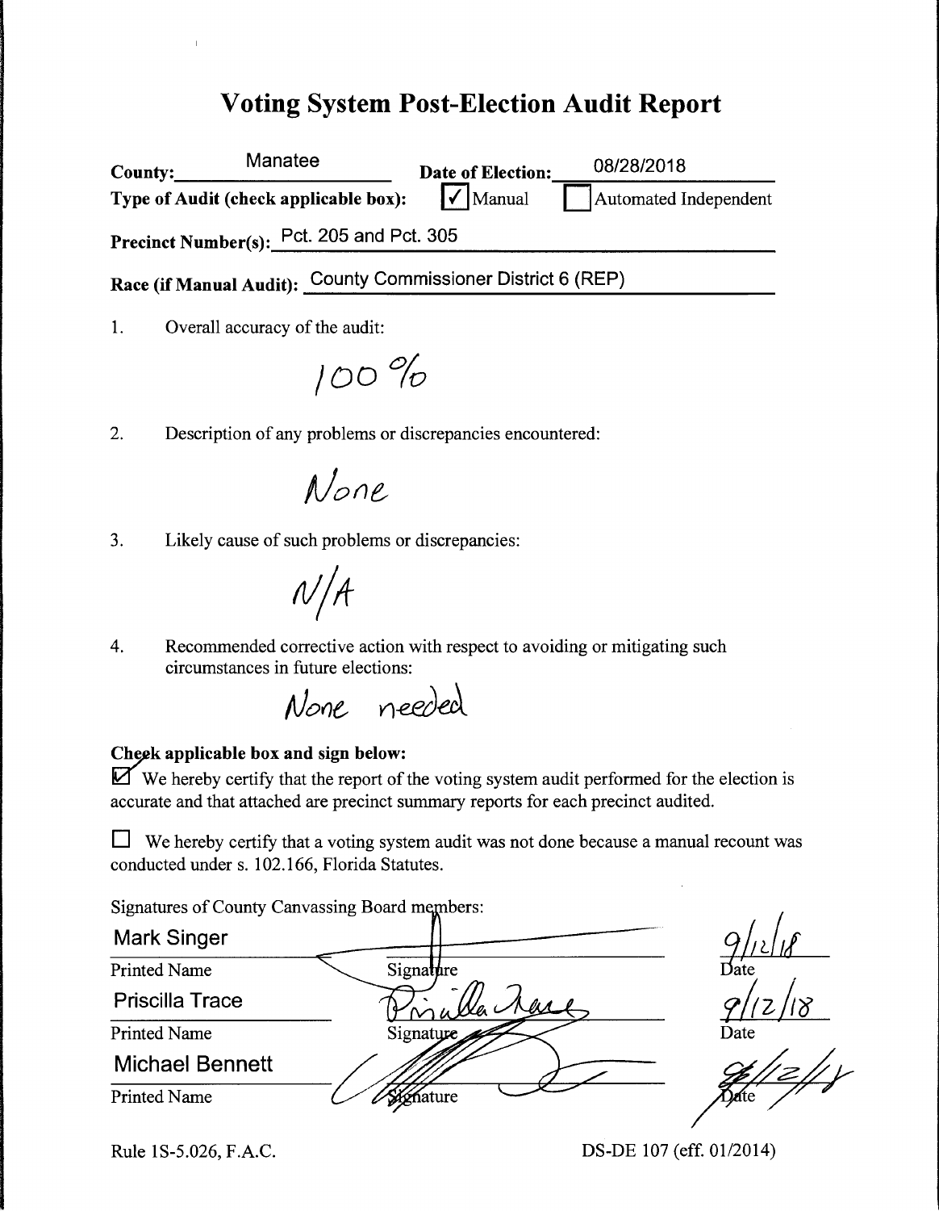# Voting System Post-Election Audit Report

**County:** Manatee **Date of Election:** 08/28/2018

**Type of Audit (check applicable box):** ☑ Manual ☐ Automated Independent

**Precinct Number(s):** Pct. 205 and Pct. 305

**Race (if Manual Audit):** County Commissioner District 6 (REP)

1. Overall accuracy of the audit:

   100 %

2. Description of any problems or discrepancies encountered:

   None

3. Likely cause of such problems or discrepancies:

   N/A

4. Recommended corrective action with respect to avoiding or mitigating such circumstances in future elections:

   None needed

**Check applicable box and sign below:**

☑ We hereby certify that the report of the voting system audit performed for the election is accurate and that attached are precinct summary reports for each precinct audited.

☐ We hereby certify that a voting system audit was not done because a manual recount was conducted under s. 102.166, Florida Statutes.

Signatures of County Canvassing Board members:

| Printed Name | Signature | Date |
|---|---|---|
| Mark Singer | [signature] | 9/12/18 |
| Priscilla Trace | Priscilla Trace | 9/12/18 |
| Michael Bennett | [signature] | 9/12/18 |

Rule 1S-5.026, F.A.C. DS-DE 107 (eff. 01/2014)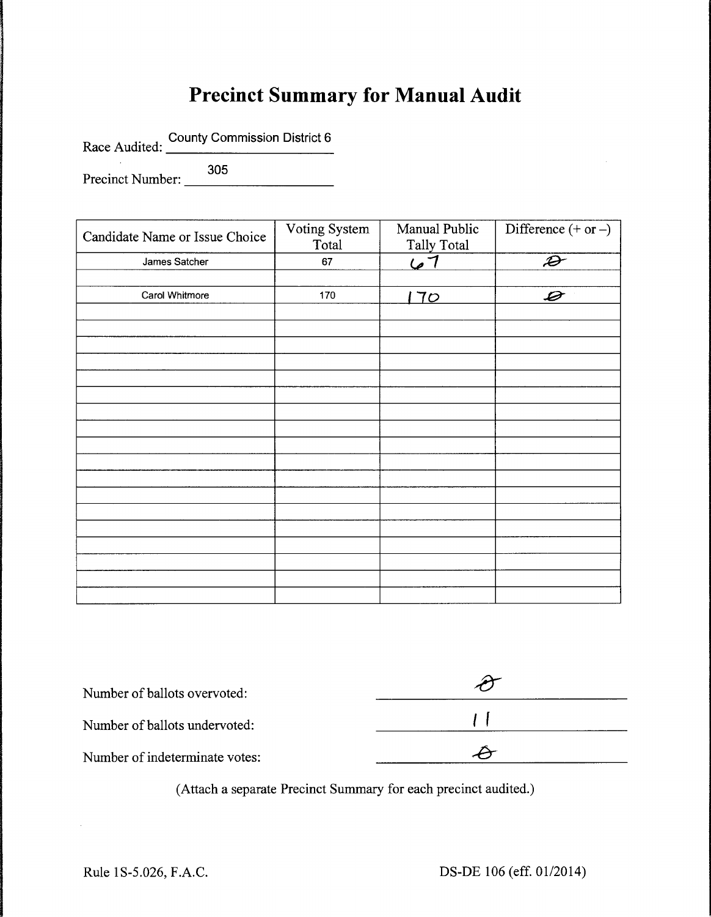# Precinct Summary for Manual Audit

Race Audited: County Commission District 6

Precinct Number: 305

| Candidate Name or Issue Choice | Voting System Total | Manual Public Tally Total | Difference (+ or –) |
|---|---|---|---|
| James Satcher | 67 | 67 | 0 |
| | | | |
| Carol Whitmore | 170 | 170 | 0 |
| | | | |
| | | | |
| | | | |
| | | | |
| | | | |
| | | | |
| | | | |
| | | | |
| | | | |
| | | | |
| | | | |
| | | | |
| | | | |
| | | | |
| | | | |
| | | | |
| | | | |

Number of ballots overvoted: 0

Number of ballots undervoted: 11

Number of indeterminate votes: 0

(Attach a separate Precinct Summary for each precinct audited.)

Rule 1S-5.026, F.A.C.

DS-DE 106 (eff. 01/2014)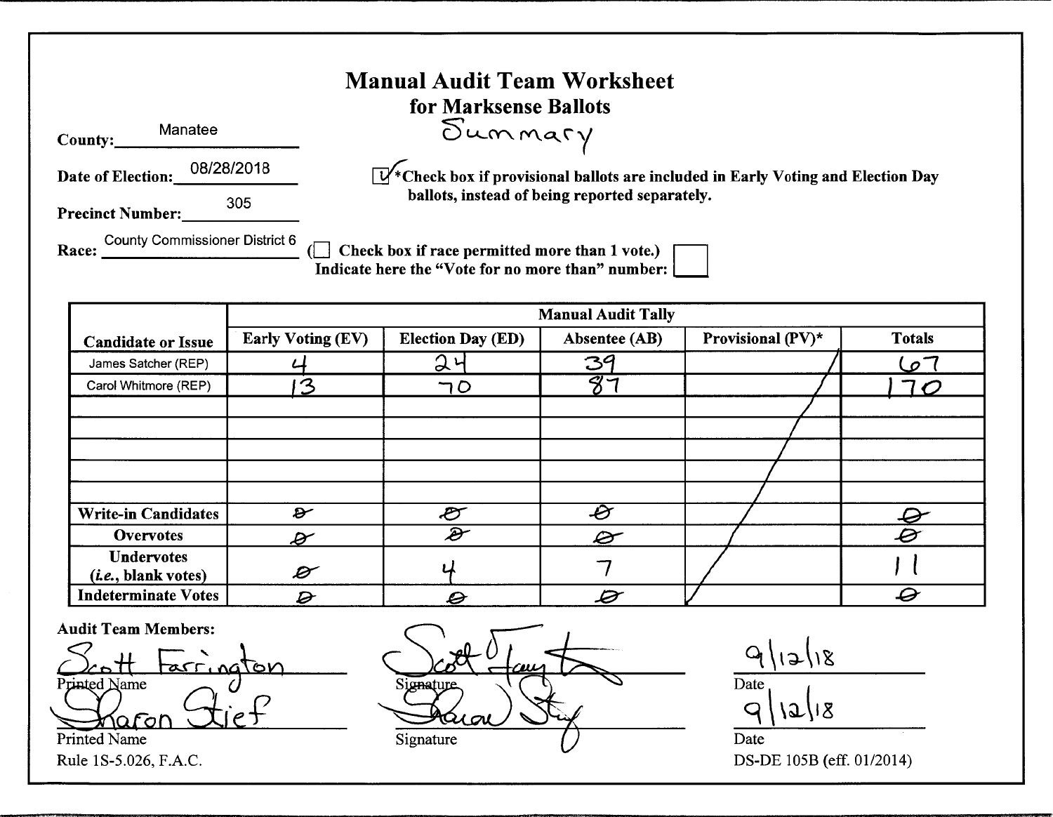# Manual Audit Team Worksheet
## for Marksense Ballots

Summary

**County:** Manatee

**Date of Election:** 08/28/2018

**Precinct Number:** 305

**Race:** County Commissioner District 6

[✓] *Check box if provisional ballots are included in Early Voting and Election Day ballots, instead of being reported separately.

( [ ] Check box if race permitted more than 1 vote.)
Indicate here the "Vote for no more than" number: [ ]

| Candidate or Issue | Manual Audit Tally | | | | |
|---|---|---|---|---|---|
| | Early Voting (EV) | Election Day (ED) | Absentee (AB) | Provisional (PV)* | Totals |
| James Satcher (REP) | 4 | 24 | 39 | | 67 |
| Carol Whitmore (REP) | 13 | 70 | 87 | | 170 |
| | | | | | |
| | | | | | |
| | | | | | |
| | | | | | |
| | | | | | |
| **Write-in Candidates** | 0 | 0 | 0 | | 0 |
| **Overvotes** | 0 | 0 | 0 | | 0 |
| **Undervotes** (*i.e.*, blank votes) | 0 | 4 | 7 | | 11 |
| **Indeterminate Votes** | 0 | 0 | 0 | | 0 |

**Audit Team Members:**

| Printed Name | Signature | Date |
|---|---|---|
| Scott Farrington | Scott Farrington | 9/12/18 |
| Sharon Stief | Sharon Stief | 9/12/18 |

Rule 1S-5.026, F.A.C.

DS-DE 105B (eff. 01/2014)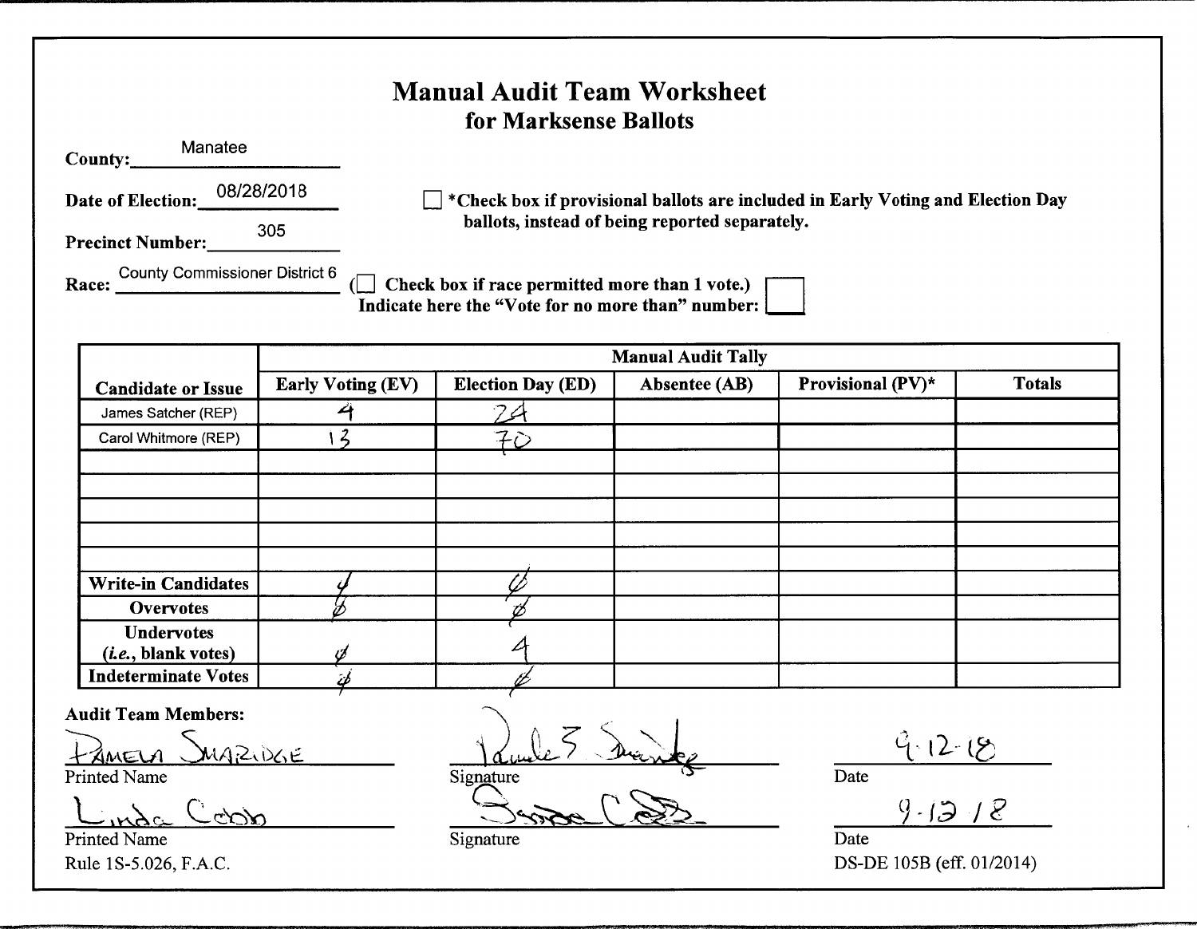# Manual Audit Team Worksheet
## for Marksense Ballots

**County:** Manatee

**Date of Election:** 08/28/2018

**Precinct Number:** 305

**Race:** County Commissioner District 6

☐ ***Check box if provisional ballots are included in Early Voting and Election Day ballots, instead of being reported separately.**

(☐ **Check box if race permitted more than 1 vote.)**
**Indicate here the "Vote for no more than" number:** ☐

| Candidate or Issue | Manual Audit Tally | | | | |
|---|---|---|---|---|---|
| | **Early Voting (EV)** | **Election Day (ED)** | **Absentee (AB)** | **Provisional (PV)*** | **Totals** |
| James Satcher (REP) | 4 | 24 | | | |
| Carol Whitmore (REP) | 13 | 70 | | | |
| | | | | | |
| | | | | | |
| | | | | | |
| | | | | | |
| | | | | | |
| **Write-in Candidates** | Ø | Ø | | | |
| **Overvotes** | Ø | Ø | | | |
| **Undervotes (*i.e.*, blank votes)** | Ø | 4 | | | |
| **Indeterminate Votes** | Ø | Ø | | | |

**Audit Team Members:**

| Printed Name | Signature | Date |
|---|---|---|
| Pamela Smaridge | *(signature)* | 9-12-18 |
| Linda Cobb | *(signature)* | 9-12-18 |

Rule 1S-5.026, F.A.C.

DS-DE 105B (eff. 01/2014)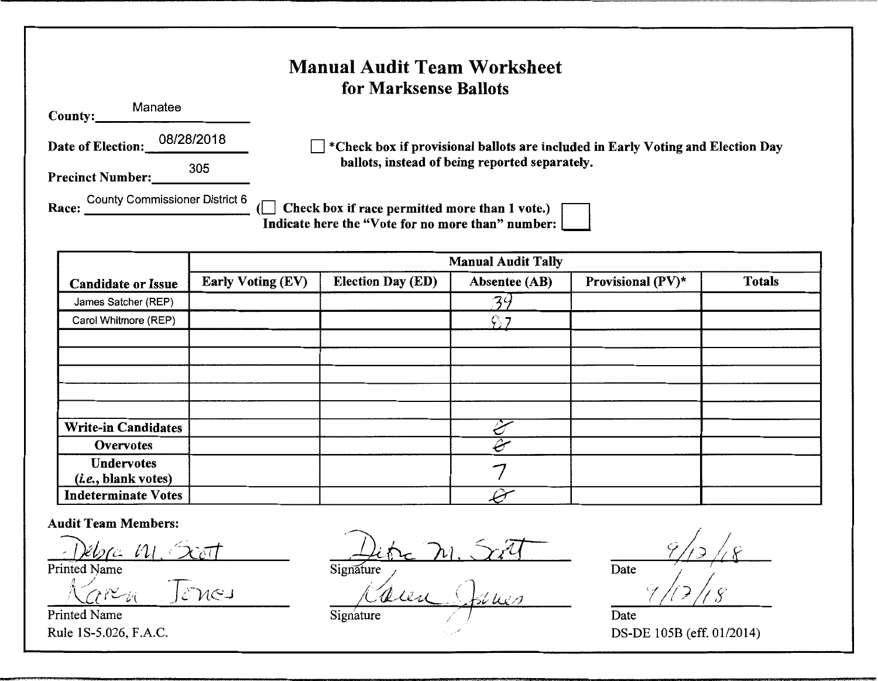# Manual Audit Team Worksheet
## for Marksense Ballots

**County:** Manatee

**Date of Election:** 08/28/2018

**Precinct Number:** 305

**Race:** County Commissioner District 6

☐ *Check box if provisional ballots are included in Early Voting and Election Day ballots, instead of being reported separately.

(☐ Check box if race permitted more than 1 vote.)
Indicate here the "Vote for no more than" number: ☐

| Candidate or Issue | Manual Audit Tally | | | | |
|---|---|---|---|---|---|
| | Early Voting (EV) | Election Day (ED) | Absentee (AB) | Provisional (PV)* | Totals |
| James Satcher (REP) | | | 39 | | |
| Carol Whitmore (REP) | | | 87 | | |
| | | | | | |
| | | | | | |
| | | | | | |
| | | | | | |
| | | | | | |
| **Write-in Candidates** | | | 0 | | |
| **Overvotes** | | | 0 | | |
| **Undervotes (*i.e.*, blank votes)** | | | 7 | | |
| **Indeterminate Votes** | | | 0 | | |

**Audit Team Members:**

| Printed Name | Signature | Date |
|---|---|---|
| Debra M. Scott | Debra M. Scott | 9/12/18 |
| Karen Jones | Karen Jones | 9/12/18 |

Rule 1S-5.026, F.A.C.

DS-DE 105B (eff. 01/2014)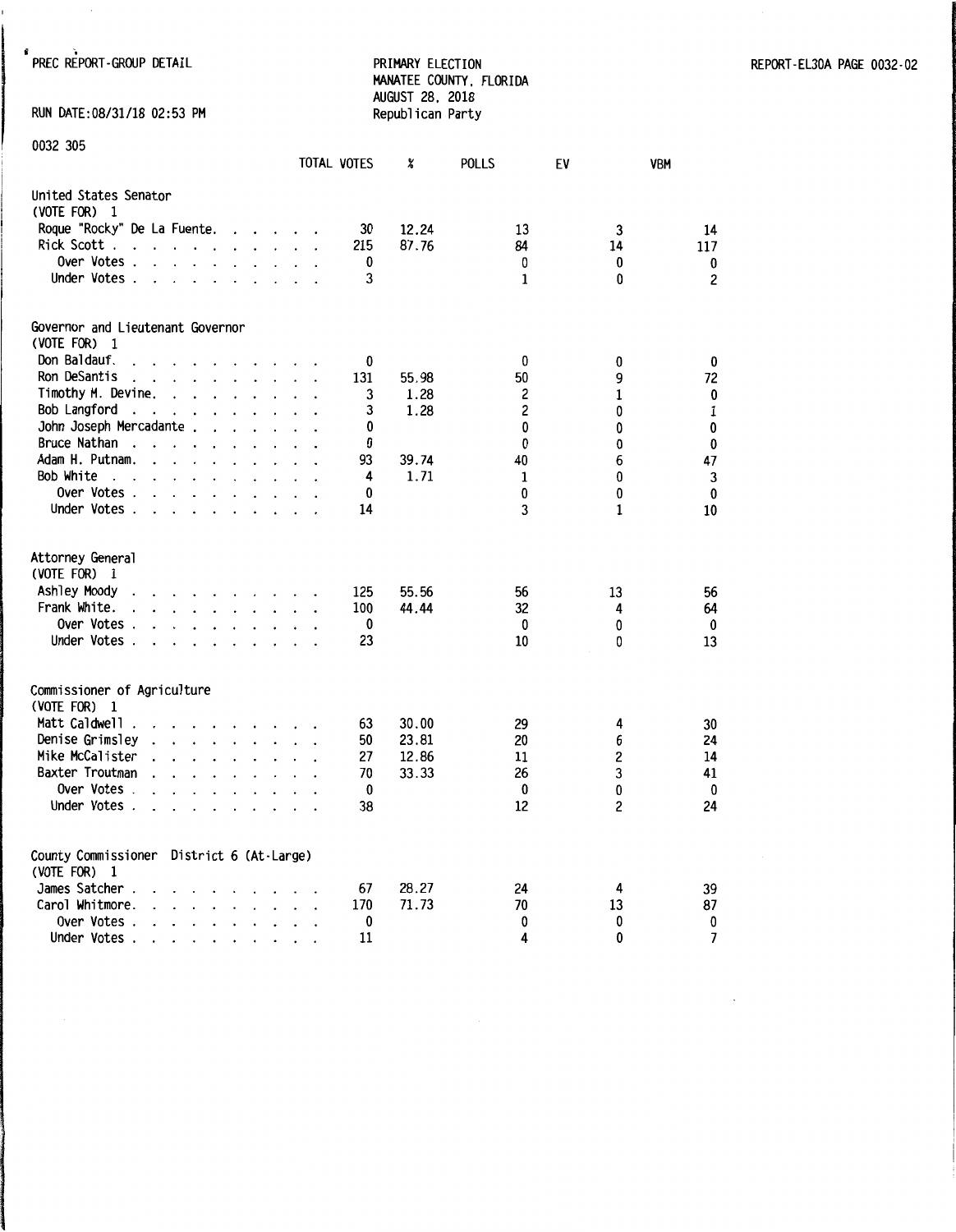PREC REPORT-GROUP DETAIL

PRIMARY ELECTION
MANATEE COUNTY, FLORIDA
AUGUST 28, 2018
Republican Party

REPORT-EL30A PAGE 0032-02

RUN DATE:08/31/18 02:53 PM

0032 305

| | TOTAL VOTES | % | POLLS | EV | VBM |
|---|---|---|---|---|---|
| **United States Senator** | | | | | |
| (VOTE FOR) 1 | | | | | |
| Roque "Rocky" De La Fuente | 30 | 12.24 | 13 | 3 | 14 |
| Rick Scott | 215 | 87.76 | 84 | 14 | 117 |
| Over Votes | 0 | | 0 | 0 | 0 |
| Under Votes | 3 | | 1 | 0 | 2 |
| **Governor and Lieutenant Governor** | | | | | |
| (VOTE FOR) 1 | | | | | |
| Don Baldauf | 0 | | 0 | 0 | 0 |
| Ron DeSantis | 131 | 55.98 | 50 | 9 | 72 |
| Timothy M. Devine | 3 | 1.28 | 2 | 1 | 0 |
| Bob Langford | 3 | 1.28 | 2 | 0 | 1 |
| John Joseph Mercadante | 0 | | 0 | 0 | 0 |
| Bruce Nathan | 0 | | 0 | 0 | 0 |
| Adam H. Putnam | 93 | 39.74 | 40 | 6 | 47 |
| Bob White | 4 | 1.71 | 1 | 0 | 3 |
| Over Votes | 0 | | 0 | 0 | 0 |
| Under Votes | 14 | | 3 | 1 | 10 |
| **Attorney General** | | | | | |
| (VOTE FOR) 1 | | | | | |
| Ashley Moody | 125 | 55.56 | 56 | 13 | 56 |
| Frank White | 100 | 44.44 | 32 | 4 | 64 |
| Over Votes | 0 | | 0 | 0 | 0 |
| Under Votes | 23 | | 10 | 0 | 13 |
| **Commissioner of Agriculture** | | | | | |
| (VOTE FOR) 1 | | | | | |
| Matt Caldwell | 63 | 30.00 | 29 | 4 | 30 |
| Denise Grimsley | 50 | 23.81 | 20 | 6 | 24 |
| Mike McCalister | 27 | 12.86 | 11 | 2 | 14 |
| Baxter Troutman | 70 | 33.33 | 26 | 3 | 41 |
| Over Votes | 0 | | 0 | 0 | 0 |
| Under Votes | 38 | | 12 | 2 | 24 |
| **County Commissioner District 6 (At-Large)** | | | | | |
| (VOTE FOR) 1 | | | | | |
| James Satcher | 67 | 28.27 | 24 | 4 | 39 |
| Carol Whitmore | 170 | 71.73 | 70 | 13 | 87 |
| Over Votes | 0 | | 0 | 0 | 0 |
| Under Votes | 11 | | 4 | 0 | 7 |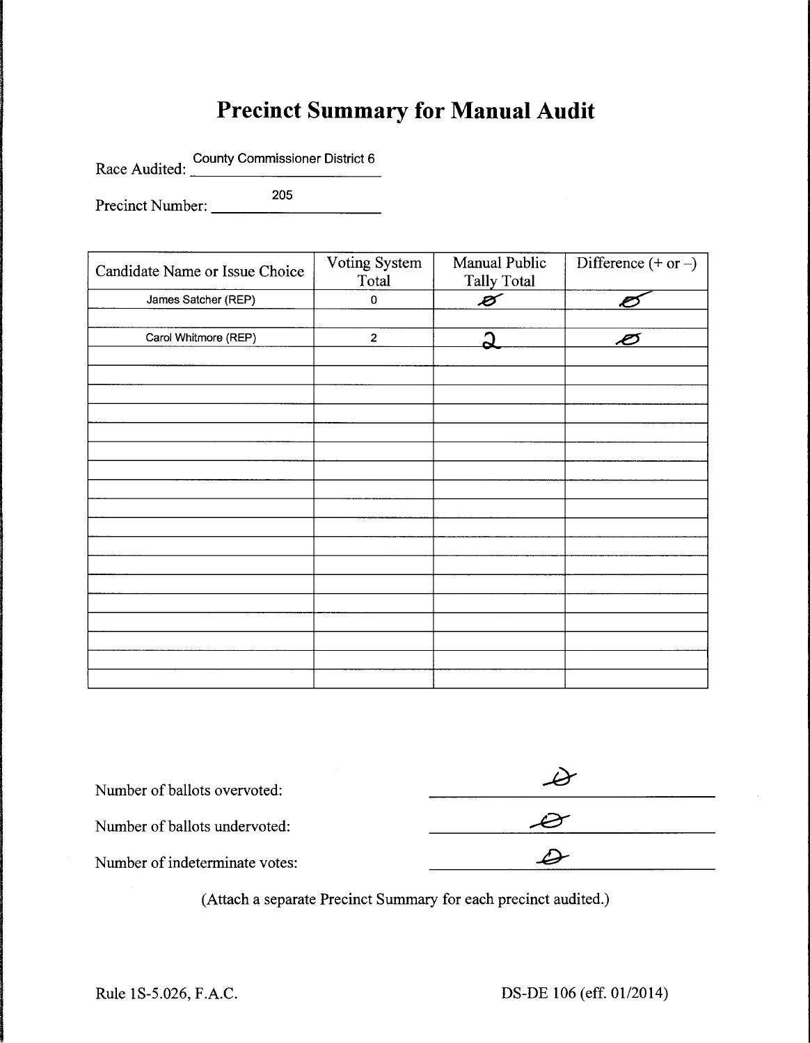# Precinct Summary for Manual Audit

Race Audited: County Commissioner District 6

Precinct Number: 205

| Candidate Name or Issue Choice | Voting System Total | Manual Public Tally Total | Difference (+ or –) |
|---|---|---|---|
| James Satcher (REP) | 0 | Ø | Ø |
| | | | |
| Carol Whitmore (REP) | 2 | 2 | Ø |
| | | | |
| | | | |
| | | | |
| | | | |
| | | | |
| | | | |
| | | | |
| | | | |
| | | | |
| | | | |
| | | | |
| | | | |
| | | | |
| | | | |
| | | | |
| | | | |
| | | | |

Number of ballots overvoted: Ø

Number of ballots undervoted: Ø

Number of indeterminate votes: Ø

(Attach a separate Precinct Summary for each precinct audited.)

Rule 1S-5.026, F.A.C. DS-DE 106 (eff. 01/2014)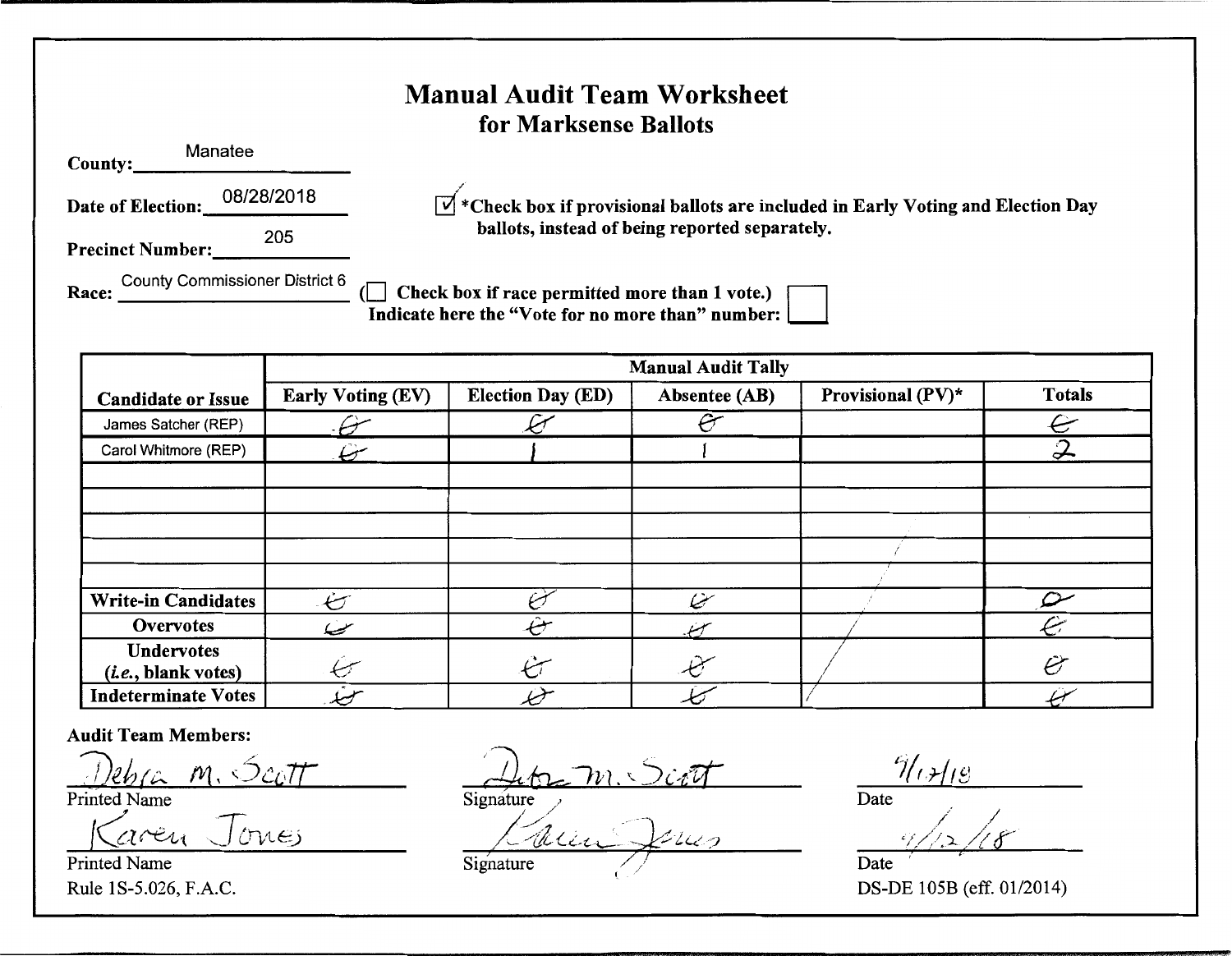# Manual Audit Team Worksheet
## for Marksense Ballots

**County:** Manamee

**Date of Election:** 08/28/2018

**Precinct Number:** 205

**Race:** County Commissioner District 6

☑ ***Check box if provisional ballots are included in Early Voting and Election Day ballots, instead of being reported separately.**

(☐ **Check box if race permitted more than 1 vote.**)
**Indicate here the "Vote for no more than" number:** ☐

| Candidate or Issue | Manual Audit Tally | | | | |
|---|---|---|---|---|---|
| | **Early Voting (EV)** | **Election Day (ED)** | **Absentee (AB)** | **Provisional (PV)*** | **Totals** |
| James Satcher (REP) | 0 | 0 | 0 | | 0 |
| Carol Whitmore (REP) | 0 | 1 | 1 | | 2 |
| | | | | | |
| | | | | | |
| | | | | | |
| | | | | | |
| | | | | | |
| **Write-in Candidates** | 0 | 0 | 0 | | 0 |
| **Overvotes** | 0 | 0 | 0 | | 0 |
| **Undervotes (*i.e.*, blank votes)** | 0 | 0 | 0 | | 0 |
| **Indeterminate Votes** | 0 | 0 | 0 | | 0 |

**Audit Team Members:**

| Printed Name | Signature | Date |
|---|---|---|
| Debra M. Scott | Debra M. Scott | 9/12/18 |
| Karen Jones | Karen Jones | 9/12/18 |

Rule 1S-5.026, F.A.C.

DS-DE 105B (eff. 01/2014)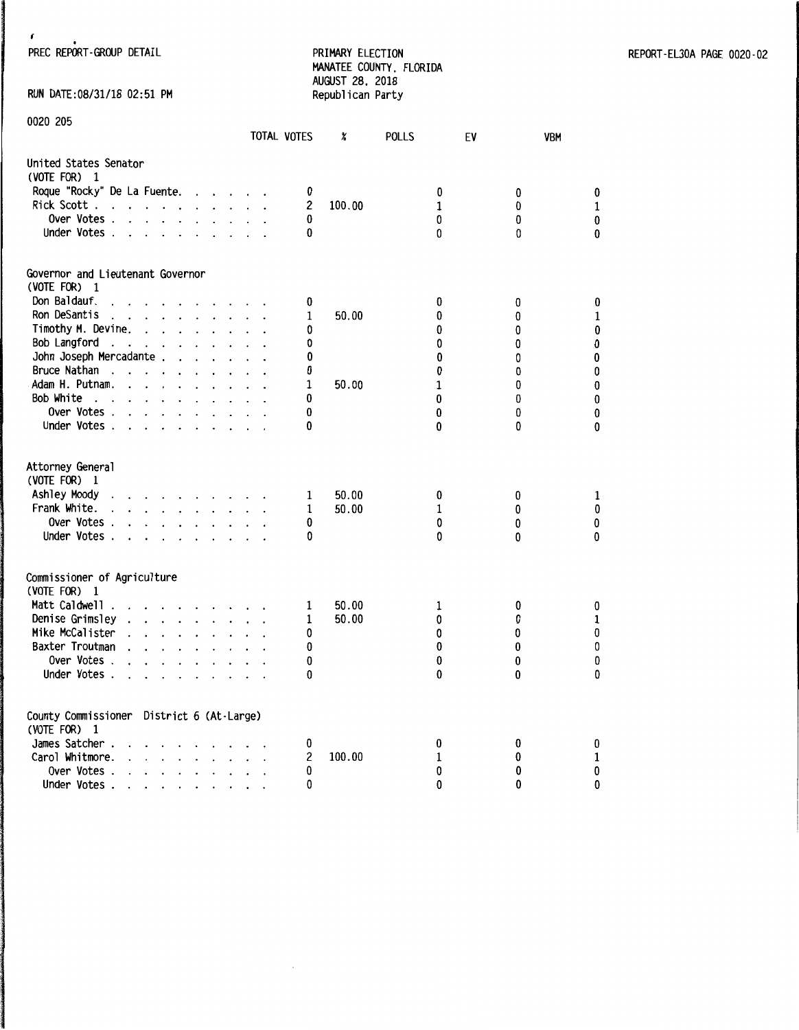PREC REPORT-GROUP DETAIL

PRIMARY ELECTION
MANATEE COUNTY, FLORIDA
AUGUST 28, 2018
Republican Party

REPORT-EL30A PAGE 0020-02

RUN DATE:08/31/18 02:51 PM

0020 205

| | TOTAL VOTES | % | POLLS | EV | VBM |
|---|---|---|---|---|---|
| **United States Senator** | | | | | |
| (VOTE FOR) 1 | | | | | |
| Roque "Rocky" De La Fuente | 0 | | 0 | 0 | 0 |
| Rick Scott | 2 | 100.00 | 1 | 0 | 1 |
| Over Votes | 0 | | 0 | 0 | 0 |
| Under Votes | 0 | | 0 | 0 | 0 |
| **Governor and Lieutenant Governor** | | | | | |
| (VOTE FOR) 1 | | | | | |
| Don Baldauf | 0 | | 0 | 0 | 0 |
| Ron DeSantis | 1 | 50.00 | 0 | 0 | 1 |
| Timothy M. Devine | 0 | | 0 | 0 | 0 |
| Bob Langford | 0 | | 0 | 0 | 0 |
| John Joseph Mercadante | 0 | | 0 | 0 | 0 |
| Bruce Nathan | 0 | | 0 | 0 | 0 |
| Adam H. Putnam | 1 | 50.00 | 1 | 0 | 0 |
| Bob White | 0 | | 0 | 0 | 0 |
| Over Votes | 0 | | 0 | 0 | 0 |
| Under Votes | 0 | | 0 | 0 | 0 |
| **Attorney General** | | | | | |
| (VOTE FOR) 1 | | | | | |
| Ashley Moody | 1 | 50.00 | 0 | 0 | 1 |
| Frank White | 1 | 50.00 | 1 | 0 | 0 |
| Over Votes | 0 | | 0 | 0 | 0 |
| Under Votes | 0 | | 0 | 0 | 0 |
| **Commissioner of Agriculture** | | | | | |
| (VOTE FOR) 1 | | | | | |
| Matt Caldwell | 1 | 50.00 | 1 | 0 | 0 |
| Denise Grimsley | 1 | 50.00 | 0 | 0 | 1 |
| Mike McCalister | 0 | | 0 | 0 | 0 |
| Baxter Troutman | 0 | | 0 | 0 | 0 |
| Over Votes | 0 | | 0 | 0 | 0 |
| Under Votes | 0 | | 0 | 0 | 0 |
| **County Commissioner District 6 (At-Large)** | | | | | |
| (VOTE FOR) 1 | | | | | |
| James Satcher | 0 | | 0 | 0 | 0 |
| Carol Whitmore | 2 | 100.00 | 1 | 0 | 1 |
| Over Votes | 0 | | 0 | 0 | 0 |
| Under Votes | 0 | | 0 | 0 | 0 |